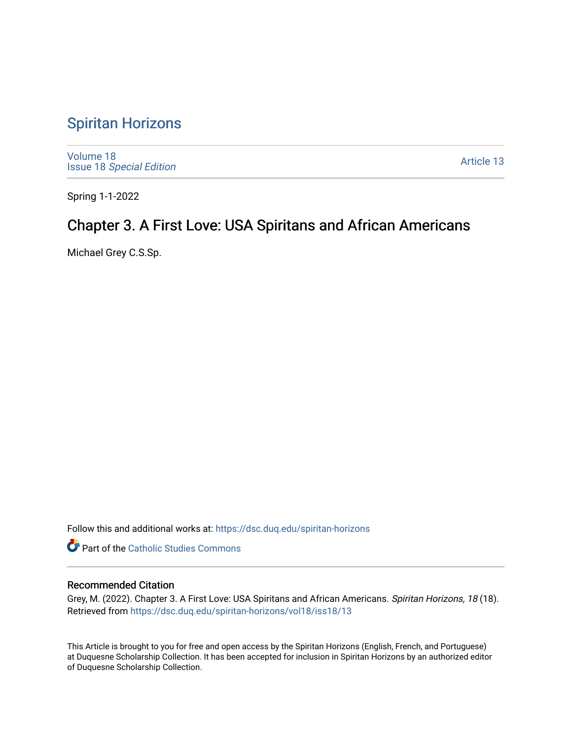# Spiritan Horizons

Volume 18
Issue 18 *Special Edition*

Article 13

Spring 1-1-2022

## Chapter 3. A First Love: USA Spiritans and African Americans

Michael Grey C.S.Sp.

Follow this and additional works at: https://dsc.duq.edu/spiritan-horizons

Part of the Catholic Studies Commons

### Recommended Citation

Grey, M. (2022). Chapter 3. A First Love: USA Spiritans and African Americans. *Spiritan Horizons, 18* (18). Retrieved from https://dsc.duq.edu/spiritan-horizons/vol18/iss18/13

This Article is brought to you for free and open access by the Spiritan Horizons (English, French, and Portuguese) at Duquesne Scholarship Collection. It has been accepted for inclusion in Spiritan Horizons by an authorized editor of Duquesne Scholarship Collection.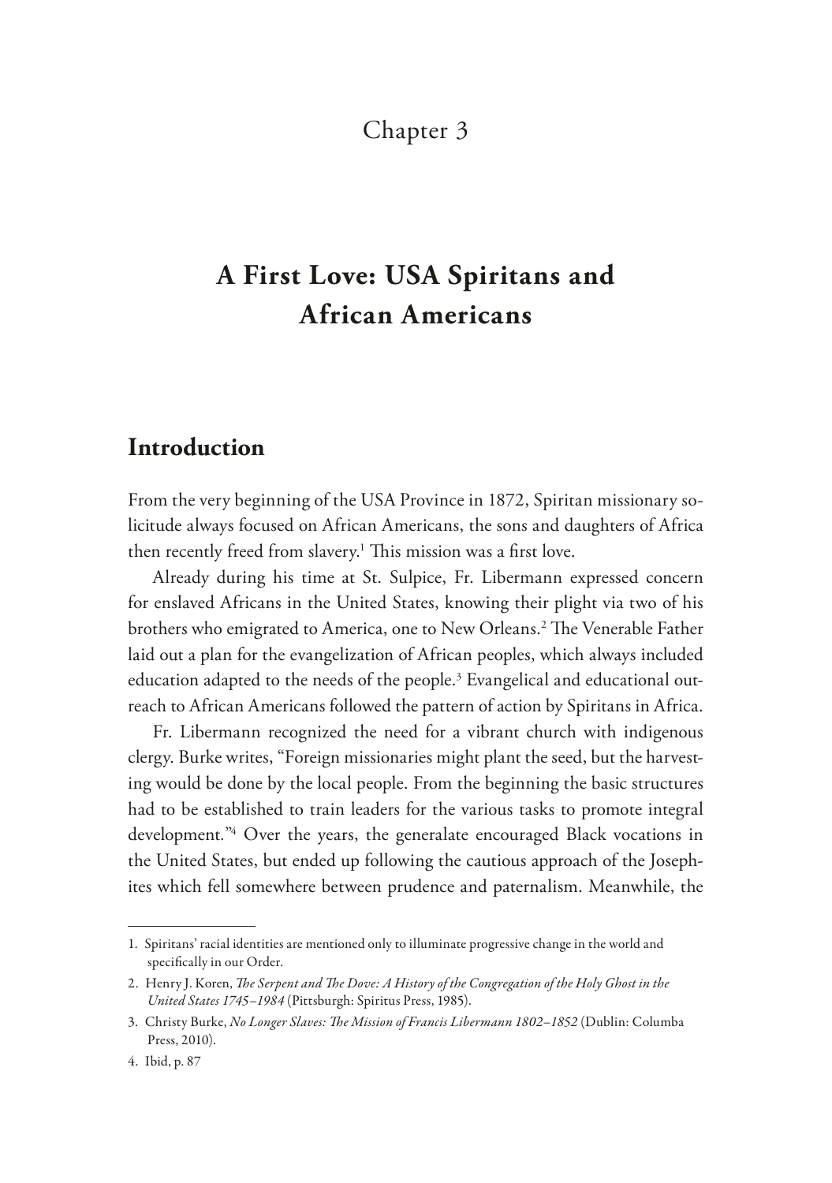# Chapter 3

# A First Love: USA Spiritans and African Americans

## Introduction

From the very beginning of the USA Province in 1872, Spiritan missionary solicitude always focused on African Americans, the sons and daughters of Africa then recently freed from slavery.[1] This mission was a first love.

Already during his time at St. Sulpice, Fr. Libermann expressed concern for enslaved Africans in the United States, knowing their plight via two of his brothers who emigrated to America, one to New Orleans.[2] The Venerable Father laid out a plan for the evangelization of African peoples, which always included education adapted to the needs of the people.[3] Evangelical and educational outreach to African Americans followed the pattern of action by Spiritans in Africa.

Fr. Libermann recognized the need for a vibrant church with indigenous clergy. Burke writes, "Foreign missionaries might plant the seed, but the harvesting would be done by the local people. From the beginning the basic structures had to be established to train leaders for the various tasks to promote integral development."[4] Over the years, the generalate encouraged Black vocations in the United States, but ended up following the cautious approach of the Josephites which fell somewhere between prudence and paternalism. Meanwhile, the

---

1. Spiritans' racial identities are mentioned only to illuminate progressive change in the world and specifically in our Order.
2. Henry J. Koren, *The Serpent and The Dove: A History of the Congregation of the Holy Ghost in the United States 1745–1984* (Pittsburgh: Spiritus Press, 1985).
3. Christy Burke, *No Longer Slaves: The Mission of Francis Libermann 1802–1852* (Dublin: Columba Press, 2010).
4. Ibid, p. 87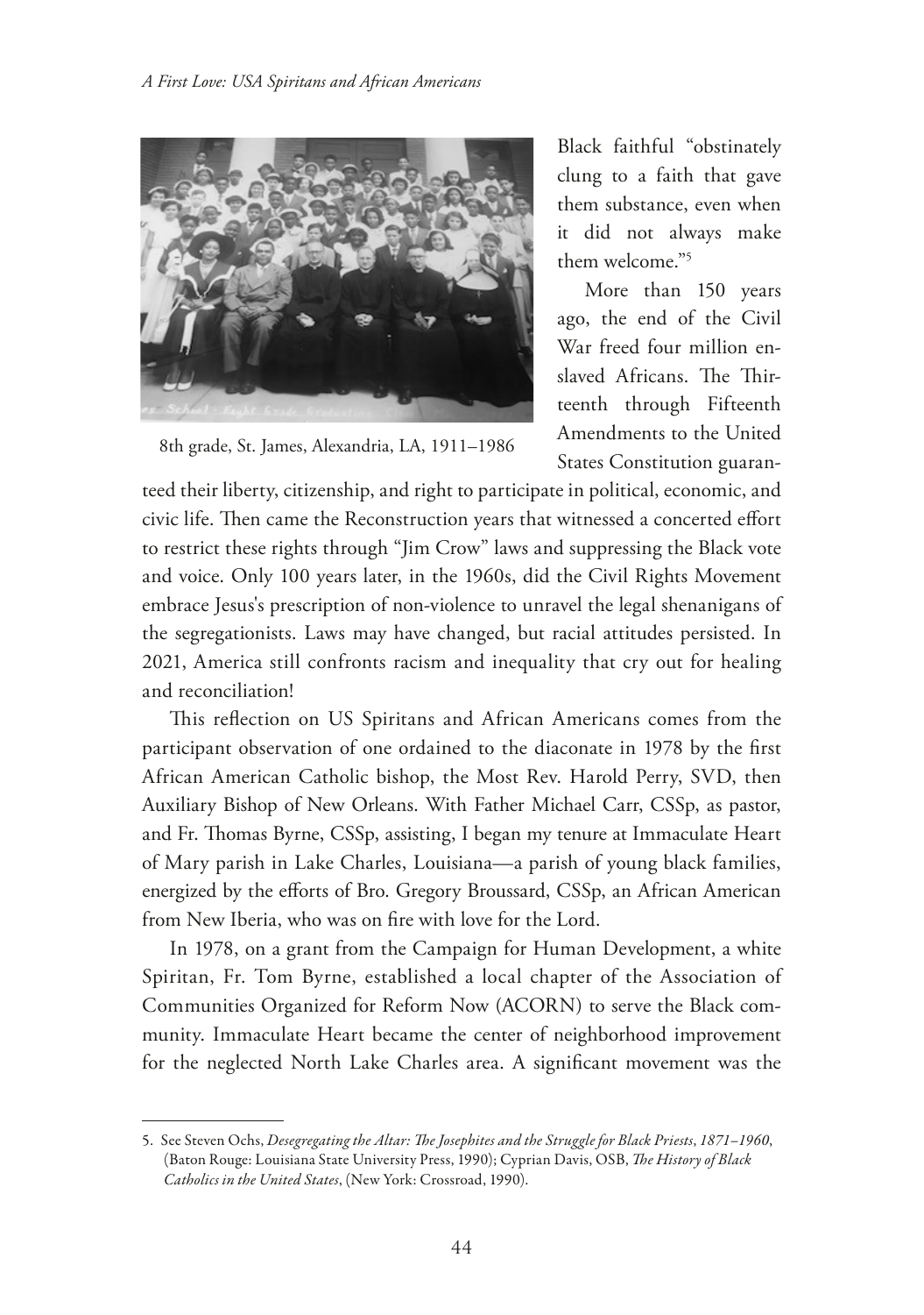8th grade, St. James, Alexandria, LA, 1911–1986

Black faithful "obstinately clung to a faith that gave them substance, even when it did not always make them welcome."[5]

More than 150 years ago, the end of the Civil War freed four million enslaved Africans. The Thirteenth through Fifteenth Amendments to the United States Constitution guaranteed their liberty, citizenship, and right to participate in political, economic, and civic life. Then came the Reconstruction years that witnessed a concerted effort to restrict these rights through "Jim Crow" laws and suppressing the Black vote and voice. Only 100 years later, in the 1960s, did the Civil Rights Movement embrace Jesus's prescription of non-violence to unravel the legal shenanigans of the segregationists. Laws may have changed, but racial attitudes persisted. In 2021, America still confronts racism and inequality that cry out for healing and reconciliation!

This reflection on US Spiritans and African Americans comes from the participant observation of one ordained to the diaconate in 1978 by the first African American Catholic bishop, the Most Rev. Harold Perry, SVD, then Auxiliary Bishop of New Orleans. With Father Michael Carr, CSSp, as pastor, and Fr. Thomas Byrne, CSSp, assisting, I began my tenure at Immaculate Heart of Mary parish in Lake Charles, Louisiana—a parish of young black families, energized by the efforts of Bro. Gregory Broussard, CSSp, an African American from New Iberia, who was on fire with love for the Lord.

In 1978, on a grant from the Campaign for Human Development, a white Spiritan, Fr. Tom Byrne, established a local chapter of the Association of Communities Organized for Reform Now (ACORN) to serve the Black community. Immaculate Heart became the center of neighborhood improvement for the neglected North Lake Charles area. A significant movement was the

---

5. See Steven Ochs, *Desegregating the Altar: The Josephites and the Struggle for Black Priests, 1871–1960*, (Baton Rouge: Louisiana State University Press, 1990); Cyprian Davis, OSB, *The History of Black Catholics in the United States*, (New York: Crossroad, 1990).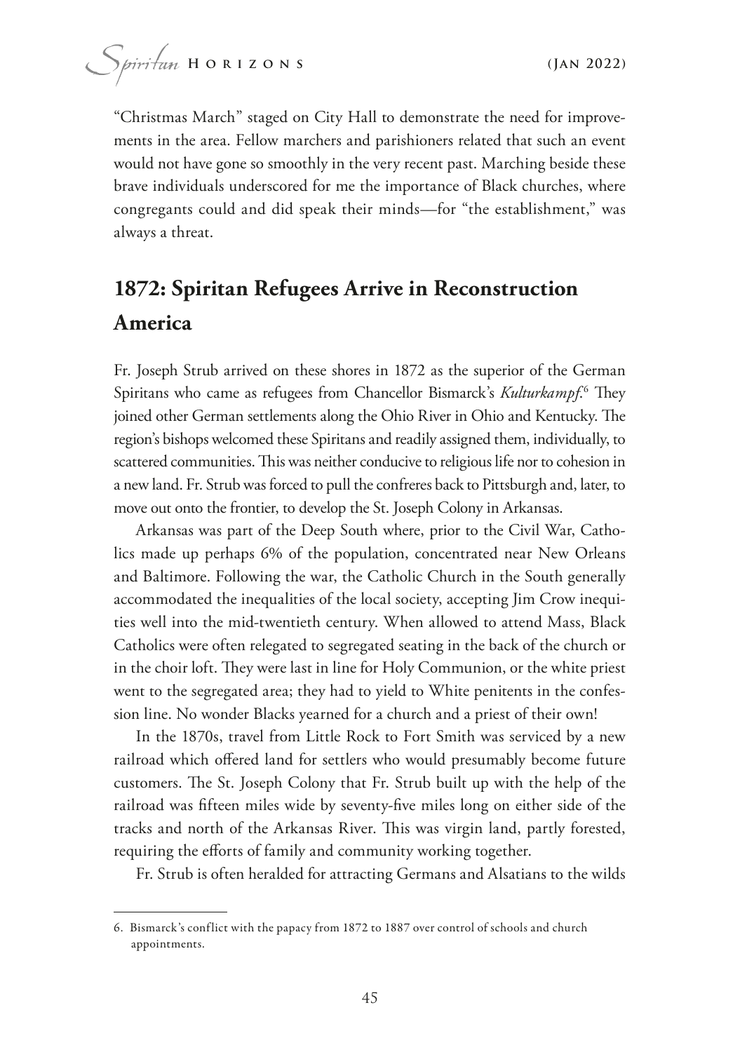"Christmas March" staged on City Hall to demonstrate the need for improvements in the area. Fellow marchers and parishioners related that such an event would not have gone so smoothly in the very recent past. Marching beside these brave individuals underscored for me the importance of Black churches, where congregants could and did speak their minds—for "the establishment," was always a threat.

## 1872: Spiritan Refugees Arrive in Reconstruction America

Fr. Joseph Strub arrived on these shores in 1872 as the superior of the German Spiritans who came as refugees from Chancellor Bismarck's *Kulturkampf*.[6] They joined other German settlements along the Ohio River in Ohio and Kentucky. The region's bishops welcomed these Spiritans and readily assigned them, individually, to scattered communities. This was neither conducive to religious life nor to cohesion in a new land. Fr. Strub was forced to pull the confreres back to Pittsburgh and, later, to move out onto the frontier, to develop the St. Joseph Colony in Arkansas.

Arkansas was part of the Deep South where, prior to the Civil War, Catholics made up perhaps 6% of the population, concentrated near New Orleans and Baltimore. Following the war, the Catholic Church in the South generally accommodated the inequalities of the local society, accepting Jim Crow inequities well into the mid-twentieth century. When allowed to attend Mass, Black Catholics were often relegated to segregated seating in the back of the church or in the choir loft. They were last in line for Holy Communion, or the white priest went to the segregated area; they had to yield to White penitents in the confession line. No wonder Blacks yearned for a church and a priest of their own!

In the 1870s, travel from Little Rock to Fort Smith was serviced by a new railroad which offered land for settlers who would presumably become future customers. The St. Joseph Colony that Fr. Strub built up with the help of the railroad was fifteen miles wide by seventy-five miles long on either side of the tracks and north of the Arkansas River. This was virgin land, partly forested, requiring the efforts of family and community working together.

Fr. Strub is often heralded for attracting Germans and Alsatians to the wilds

---

6. Bismarck's conflict with the papacy from 1872 to 1887 over control of schools and church appointments.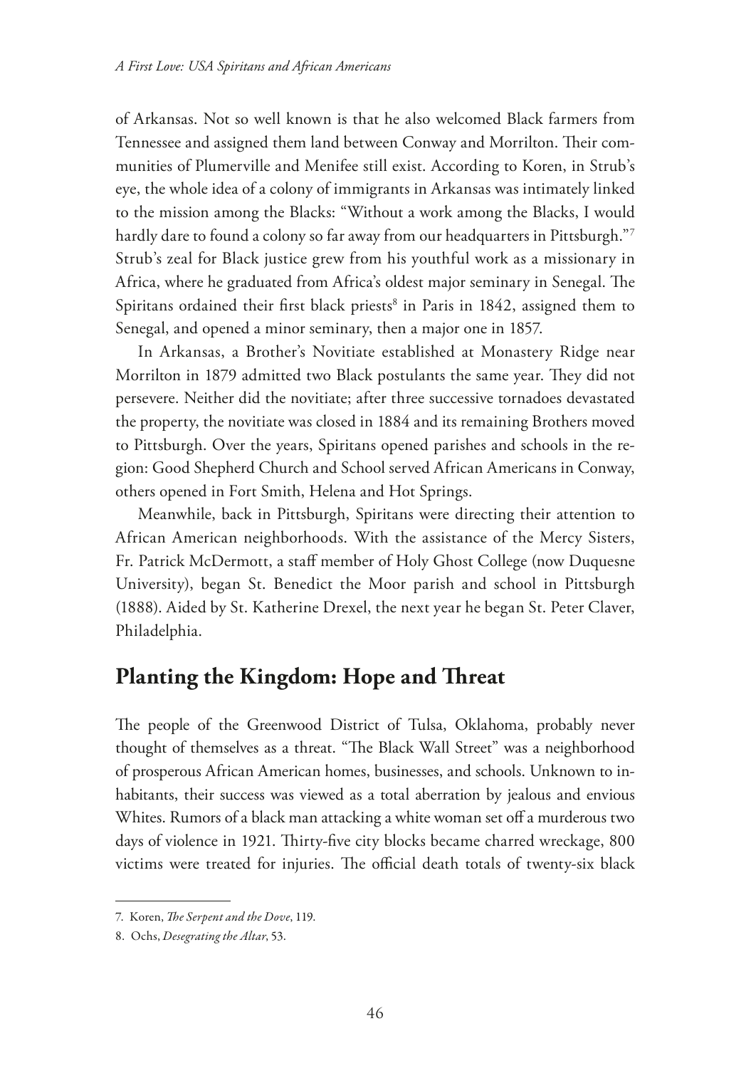of Arkansas. Not so well known is that he also welcomed Black farmers from Tennessee and assigned them land between Conway and Morrilton. Their communities of Plumerville and Menifee still exist. According to Koren, in Strub's eye, the whole idea of a colony of immigrants in Arkansas was intimately linked to the mission among the Blacks: "Without a work among the Blacks, I would hardly dare to found a colony so far away from our headquarters in Pittsburgh."[7] Strub's zeal for Black justice grew from his youthful work as a missionary in Africa, where he graduated from Africa's oldest major seminary in Senegal. The Spiritans ordained their first black priests[8] in Paris in 1842, assigned them to Senegal, and opened a minor seminary, then a major one in 1857.

In Arkansas, a Brother's Novitiate established at Monastery Ridge near Morrilton in 1879 admitted two Black postulants the same year. They did not persevere. Neither did the novitiate; after three successive tornadoes devastated the property, the novitiate was closed in 1884 and its remaining Brothers moved to Pittsburgh. Over the years, Spiritans opened parishes and schools in the region: Good Shepherd Church and School served African Americans in Conway, others opened in Fort Smith, Helena and Hot Springs.

Meanwhile, back in Pittsburgh, Spiritans were directing their attention to African American neighborhoods. With the assistance of the Mercy Sisters, Fr. Patrick McDermott, a staff member of Holy Ghost College (now Duquesne University), began St. Benedict the Moor parish and school in Pittsburgh (1888). Aided by St. Katherine Drexel, the next year he began St. Peter Claver, Philadelphia.

## Planting the Kingdom: Hope and Threat

The people of the Greenwood District of Tulsa, Oklahoma, probably never thought of themselves as a threat. "The Black Wall Street" was a neighborhood of prosperous African American homes, businesses, and schools. Unknown to inhabitants, their success was viewed as a total aberration by jealous and envious Whites. Rumors of a black man attacking a white woman set off a murderous two days of violence in 1921. Thirty-five city blocks became charred wreckage, 800 victims were treated for injuries. The official death totals of twenty-six black

7. Koren, *The Serpent and the Dove*, 119.

8. Ochs, *Desegrating the Altar*, 53.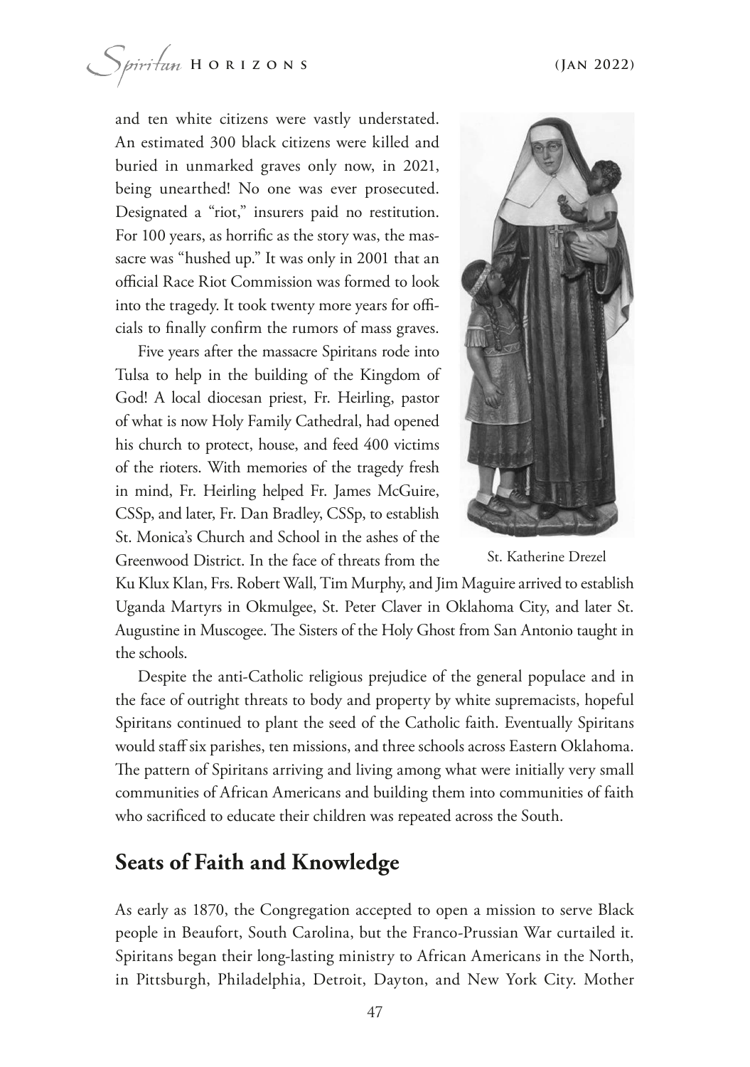and ten white citizens were vastly understated. An estimated 300 black citizens were killed and buried in unmarked graves only now, in 2021, being unearthed! No one was ever prosecuted. Designated a "riot," insurers paid no restitution. For 100 years, as horrific as the story was, the massacre was "hushed up." It was only in 2001 that an official Race Riot Commission was formed to look into the tragedy. It took twenty more years for officials to finally confirm the rumors of mass graves.

Five years after the massacre Spiritans rode into Tulsa to help in the building of the Kingdom of God! A local diocesan priest, Fr. Heirling, pastor of what is now Holy Family Cathedral, had opened his church to protect, house, and feed 400 victims of the rioters. With memories of the tragedy fresh in mind, Fr. Heirling helped Fr. James McGuire, CSSp, and later, Fr. Dan Bradley, CSSp, to establish St. Monica's Church and School in the ashes of the Greenwood District. In the face of threats from the Ku Klux Klan, Frs. Robert Wall, Tim Murphy, and Jim Maguire arrived to establish Uganda Martyrs in Okmulgee, St. Peter Claver in Oklahoma City, and later St. Augustine in Muscogee. The Sisters of the Holy Ghost from San Antonio taught in the schools.

St. Katherine Drezel

Despite the anti-Catholic religious prejudice of the general populace and in the face of outright threats to body and property by white supremacists, hopeful Spiritans continued to plant the seed of the Catholic faith. Eventually Spiritans would staff six parishes, ten missions, and three schools across Eastern Oklahoma. The pattern of Spiritans arriving and living among what were initially very small communities of African Americans and building them into communities of faith who sacrificed to educate their children was repeated across the South.

## Seats of Faith and Knowledge

As early as 1870, the Congregation accepted to open a mission to serve Black people in Beaufort, South Carolina, but the Franco-Prussian War curtailed it. Spiritans began their long-lasting ministry to African Americans in the North, in Pittsburgh, Philadelphia, Detroit, Dayton, and New York City. Mother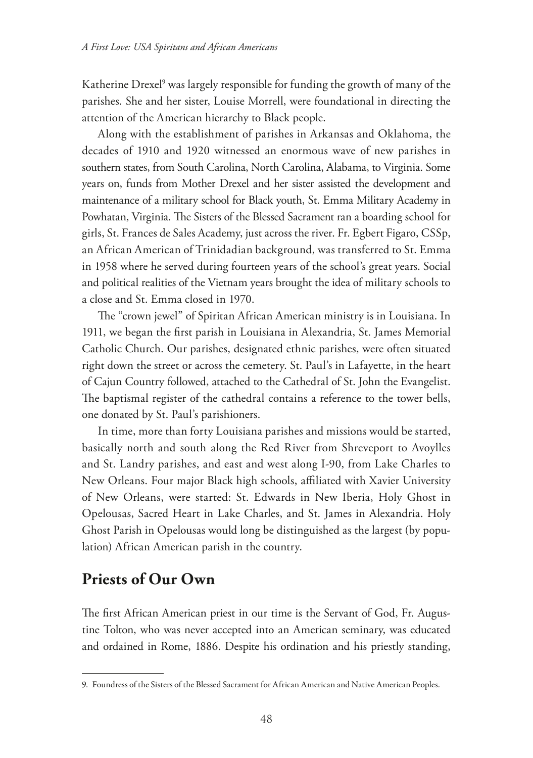Katherine Drexel[9] was largely responsible for funding the growth of many of the parishes. She and her sister, Louise Morrell, were foundational in directing the attention of the American hierarchy to Black people.

Along with the establishment of parishes in Arkansas and Oklahoma, the decades of 1910 and 1920 witnessed an enormous wave of new parishes in southern states, from South Carolina, North Carolina, Alabama, to Virginia. Some years on, funds from Mother Drexel and her sister assisted the development and maintenance of a military school for Black youth, St. Emma Military Academy in Powhatan, Virginia. The Sisters of the Blessed Sacrament ran a boarding school for girls, St. Frances de Sales Academy, just across the river. Fr. Egbert Figaro, CSSp, an African American of Trinidadian background, was transferred to St. Emma in 1958 where he served during fourteen years of the school's great years. Social and political realities of the Vietnam years brought the idea of military schools to a close and St. Emma closed in 1970.

The "crown jewel" of Spiritan African American ministry is in Louisiana. In 1911, we began the first parish in Louisiana in Alexandria, St. James Memorial Catholic Church. Our parishes, designated ethnic parishes, were often situated right down the street or across the cemetery. St. Paul's in Lafayette, in the heart of Cajun Country followed, attached to the Cathedral of St. John the Evangelist. The baptismal register of the cathedral contains a reference to the tower bells, one donated by St. Paul's parishioners.

In time, more than forty Louisiana parishes and missions would be started, basically north and south along the Red River from Shreveport to Avoylles and St. Landry parishes, and east and west along I-90, from Lake Charles to New Orleans. Four major Black high schools, affiliated with Xavier University of New Orleans, were started: St. Edwards in New Iberia, Holy Ghost in Opelousas, Sacred Heart in Lake Charles, and St. James in Alexandria. Holy Ghost Parish in Opelousas would long be distinguished as the largest (by population) African American parish in the country.

## Priests of Our Own

The first African American priest in our time is the Servant of God, Fr. Augustine Tolton, who was never accepted into an American seminary, was educated and ordained in Rome, 1886. Despite his ordination and his priestly standing,

9. Foundress of the Sisters of the Blessed Sacrament for African American and Native American Peoples.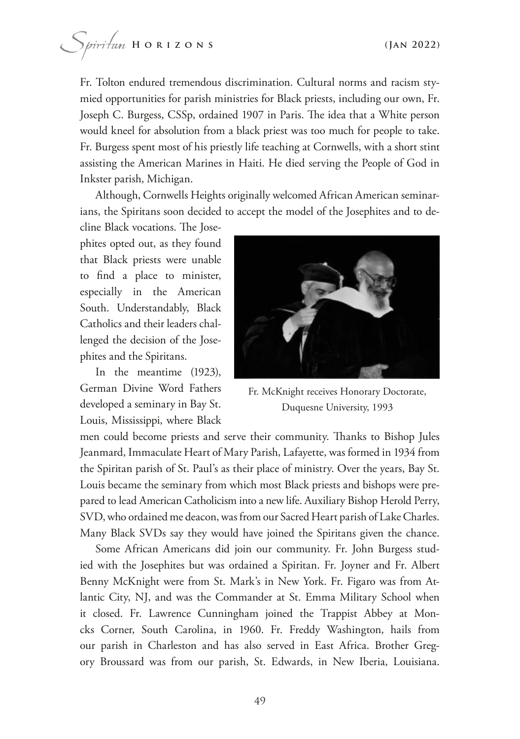Fr. Tolton endured tremendous discrimination. Cultural norms and racism stymied opportunities for parish ministries for Black priests, including our own, Fr. Joseph C. Burgess, CSSp, ordained 1907 in Paris. The idea that a White person would kneel for absolution from a black priest was too much for people to take. Fr. Burgess spent most of his priestly life teaching at Cornwells, with a short stint assisting the American Marines in Haiti. He died serving the People of God in Inkster parish, Michigan.

Although, Cornwells Heights originally welcomed African American seminarians, the Spiritans soon decided to accept the model of the Josephites and to decline Black vocations. The Josephites opted out, as they found that Black priests were unable to find a place to minister, especially in the American South. Understandably, Black Catholics and their leaders challenged the decision of the Josephites and the Spiritans.

Fr. McKnight receives Honorary Doctorate, Duquesne University, 1993

In the meantime (1923), German Divine Word Fathers developed a seminary in Bay St. Louis, Mississippi, where Black men could become priests and serve their community. Thanks to Bishop Jules Jeanmard, Immaculate Heart of Mary Parish, Lafayette, was formed in 1934 from the Spiritan parish of St. Paul's as their place of ministry. Over the years, Bay St. Louis became the seminary from which most Black priests and bishops were prepared to lead American Catholicism into a new life. Auxiliary Bishop Herold Perry, SVD, who ordained me deacon, was from our Sacred Heart parish of Lake Charles. Many Black SVDs say they would have joined the Spiritans given the chance.

Some African Americans did join our community. Fr. John Burgess studied with the Josephites but was ordained a Spiritan. Fr. Joyner and Fr. Albert Benny McKnight were from St. Mark's in New York. Fr. Figaro was from Atlantic City, NJ, and was the Commander at St. Emma Military School when it closed. Fr. Lawrence Cunningham joined the Trappist Abbey at Moncks Corner, South Carolina, in 1960. Fr. Freddy Washington, hails from our parish in Charleston and has also served in East Africa. Brother Gregory Broussard was from our parish, St. Edwards, in New Iberia, Louisiana.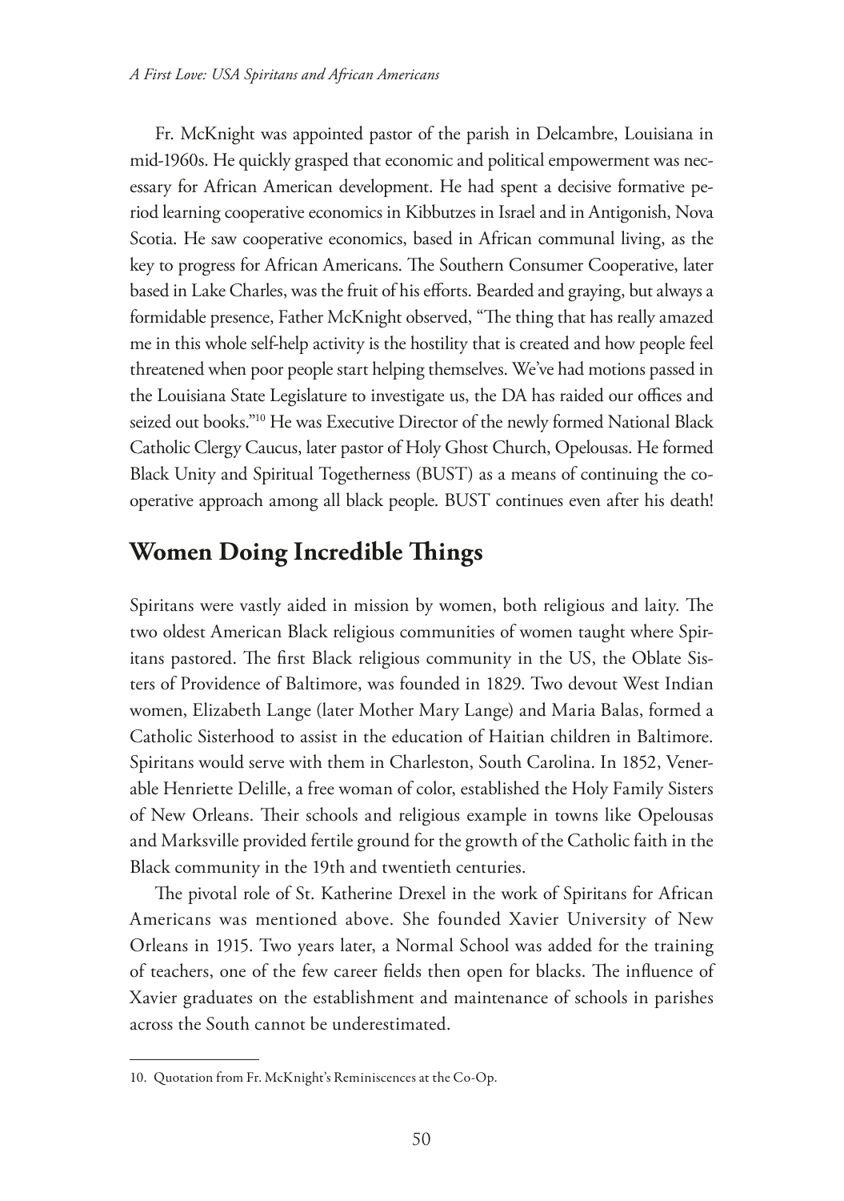Fr. McKnight was appointed pastor of the parish in Delcambre, Louisiana in mid-1960s. He quickly grasped that economic and political empowerment was necessary for African American development. He had spent a decisive formative period learning cooperative economics in Kibbutzes in Israel and in Antigonish, Nova Scotia. He saw cooperative economics, based in African communal living, as the key to progress for African Americans. The Southern Consumer Cooperative, later based in Lake Charles, was the fruit of his efforts. Bearded and graying, but always a formidable presence, Father McKnight observed, "The thing that has really amazed me in this whole self-help activity is the hostility that is created and how people feel threatened when poor people start helping themselves. We've had motions passed in the Louisiana State Legislature to investigate us, the DA has raided our offices and seized out books."[10] He was Executive Director of the newly formed National Black Catholic Clergy Caucus, later pastor of Holy Ghost Church, Opelousas. He formed Black Unity and Spiritual Togetherness (BUST) as a means of continuing the cooperative approach among all black people. BUST continues even after his death!

## Women Doing Incredible Things

Spiritans were vastly aided in mission by women, both religious and laity. The two oldest American Black religious communities of women taught where Spiritans pastored. The first Black religious community in the US, the Oblate Sisters of Providence of Baltimore, was founded in 1829. Two devout West Indian women, Elizabeth Lange (later Mother Mary Lange) and Maria Balas, formed a Catholic Sisterhood to assist in the education of Haitian children in Baltimore. Spiritans would serve with them in Charleston, South Carolina. In 1852, Venerable Henriette Delille, a free woman of color, established the Holy Family Sisters of New Orleans. Their schools and religious example in towns like Opelousas and Marksville provided fertile ground for the growth of the Catholic faith in the Black community in the 19th and twentieth centuries.

The pivotal role of St. Katherine Drexel in the work of Spiritans for African Americans was mentioned above. She founded Xavier University of New Orleans in 1915. Two years later, a Normal School was added for the training of teachers, one of the few career fields then open for blacks. The influence of Xavier graduates on the establishment and maintenance of schools in parishes across the South cannot be underestimated.

10. Quotation from Fr. McKnight's Reminiscences at the Co-Op.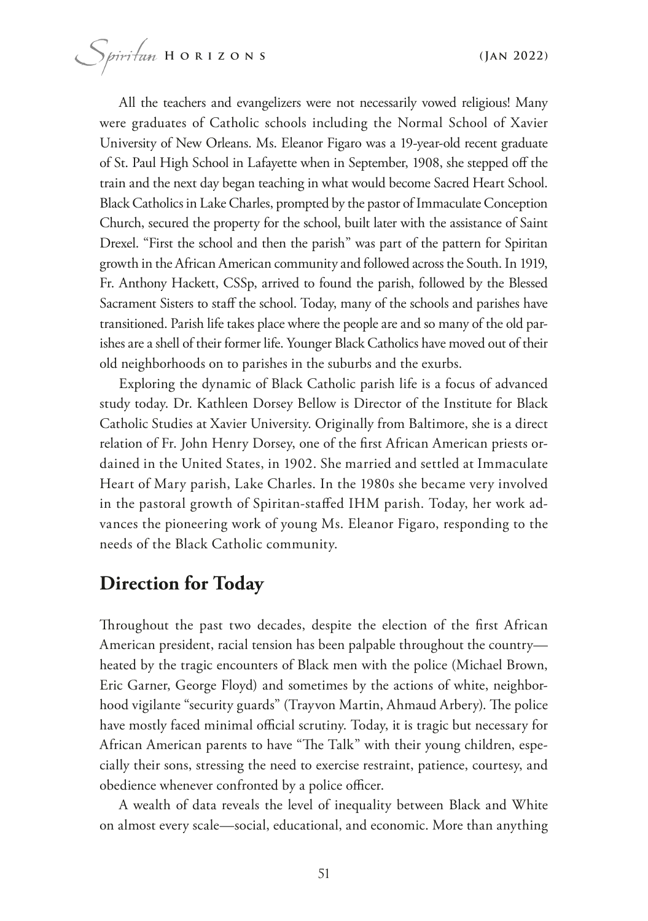All the teachers and evangelizers were not necessarily vowed religious! Many were graduates of Catholic schools including the Normal School of Xavier University of New Orleans. Ms. Eleanor Figaro was a 19-year-old recent graduate of St. Paul High School in Lafayette when in September, 1908, she stepped off the train and the next day began teaching in what would become Sacred Heart School. Black Catholics in Lake Charles, prompted by the pastor of Immaculate Conception Church, secured the property for the school, built later with the assistance of Saint Drexel. "First the school and then the parish" was part of the pattern for Spiritan growth in the African American community and followed across the South. In 1919, Fr. Anthony Hackett, CSSp, arrived to found the parish, followed by the Blessed Sacrament Sisters to staff the school. Today, many of the schools and parishes have transitioned. Parish life takes place where the people are and so many of the old parishes are a shell of their former life. Younger Black Catholics have moved out of their old neighborhoods on to parishes in the suburbs and the exurbs.

Exploring the dynamic of Black Catholic parish life is a focus of advanced study today. Dr. Kathleen Dorsey Bellow is Director of the Institute for Black Catholic Studies at Xavier University. Originally from Baltimore, she is a direct relation of Fr. John Henry Dorsey, one of the first African American priests ordained in the United States, in 1902. She married and settled at Immaculate Heart of Mary parish, Lake Charles. In the 1980s she became very involved in the pastoral growth of Spiritan-staffed IHM parish. Today, her work advances the pioneering work of young Ms. Eleanor Figaro, responding to the needs of the Black Catholic community.

## Direction for Today

Throughout the past two decades, despite the election of the first African American president, racial tension has been palpable throughout the country—heated by the tragic encounters of Black men with the police (Michael Brown, Eric Garner, George Floyd) and sometimes by the actions of white, neighborhood vigilante "security guards" (Trayvon Martin, Ahmaud Arbery). The police have mostly faced minimal official scrutiny. Today, it is tragic but necessary for African American parents to have "The Talk" with their young children, especially their sons, stressing the need to exercise restraint, patience, courtesy, and obedience whenever confronted by a police officer.

A wealth of data reveals the level of inequality between Black and White on almost every scale—social, educational, and economic. More than anything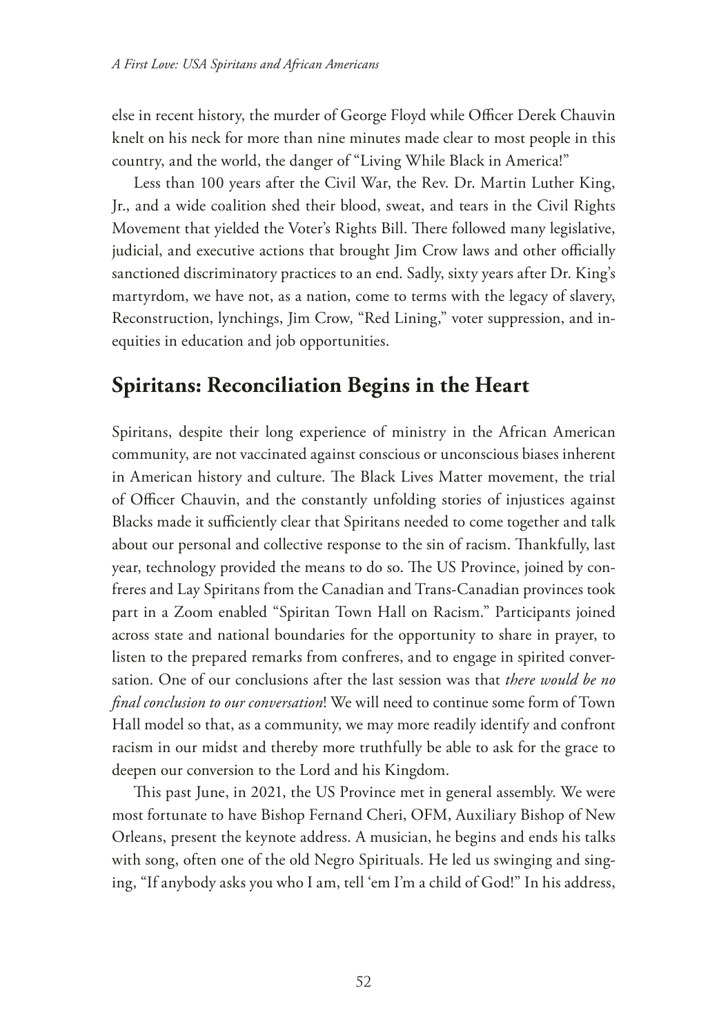else in recent history, the murder of George Floyd while Officer Derek Chauvin knelt on his neck for more than nine minutes made clear to most people in this country, and the world, the danger of "Living While Black in America!"

Less than 100 years after the Civil War, the Rev. Dr. Martin Luther King, Jr., and a wide coalition shed their blood, sweat, and tears in the Civil Rights Movement that yielded the Voter's Rights Bill. There followed many legislative, judicial, and executive actions that brought Jim Crow laws and other officially sanctioned discriminatory practices to an end. Sadly, sixty years after Dr. King's martyrdom, we have not, as a nation, come to terms with the legacy of slavery, Reconstruction, lynchings, Jim Crow, "Red Lining," voter suppression, and inequities in education and job opportunities.

## Spiritans: Reconciliation Begins in the Heart

Spiritans, despite their long experience of ministry in the African American community, are not vaccinated against conscious or unconscious biases inherent in American history and culture. The Black Lives Matter movement, the trial of Officer Chauvin, and the constantly unfolding stories of injustices against Blacks made it sufficiently clear that Spiritans needed to come together and talk about our personal and collective response to the sin of racism. Thankfully, last year, technology provided the means to do so. The US Province, joined by confreres and Lay Spiritans from the Canadian and Trans-Canadian provinces took part in a Zoom enabled "Spiritan Town Hall on Racism." Participants joined across state and national boundaries for the opportunity to share in prayer, to listen to the prepared remarks from confreres, and to engage in spirited conversation. One of our conclusions after the last session was that *there would be no final conclusion to our conversation*! We will need to continue some form of Town Hall model so that, as a community, we may more readily identify and confront racism in our midst and thereby more truthfully be able to ask for the grace to deepen our conversion to the Lord and his Kingdom.

This past June, in 2021, the US Province met in general assembly. We were most fortunate to have Bishop Fernand Cheri, OFM, Auxiliary Bishop of New Orleans, present the keynote address. A musician, he begins and ends his talks with song, often one of the old Negro Spirituals. He led us swinging and singing, "If anybody asks you who I am, tell 'em I'm a child of God!" In his address,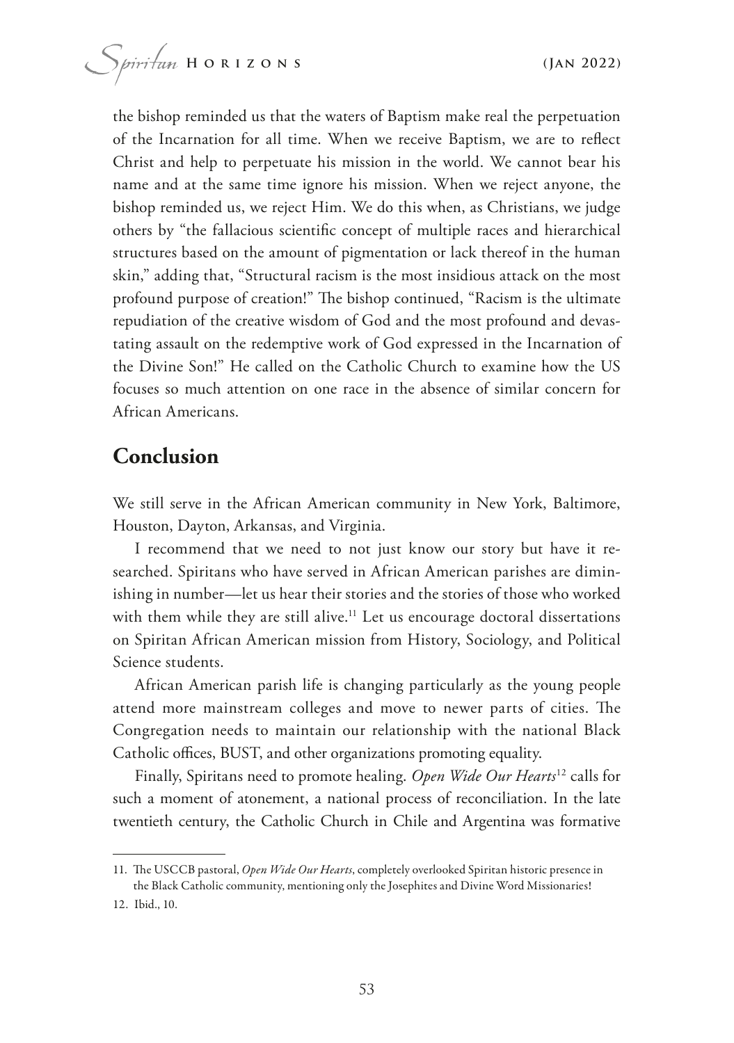the bishop reminded us that the waters of Baptism make real the perpetuation of the Incarnation for all time. When we receive Baptism, we are to reflect Christ and help to perpetuate his mission in the world. We cannot bear his name and at the same time ignore his mission. When we reject anyone, the bishop reminded us, we reject Him. We do this when, as Christians, we judge others by "the fallacious scientific concept of multiple races and hierarchical structures based on the amount of pigmentation or lack thereof in the human skin," adding that, "Structural racism is the most insidious attack on the most profound purpose of creation!" The bishop continued, "Racism is the ultimate repudiation of the creative wisdom of God and the most profound and devastating assault on the redemptive work of God expressed in the Incarnation of the Divine Son!" He called on the Catholic Church to examine how the US focuses so much attention on one race in the absence of similar concern for African Americans.

## Conclusion

We still serve in the African American community in New York, Baltimore, Houston, Dayton, Arkansas, and Virginia.

I recommend that we need to not just know our story but have it researched. Spiritans who have served in African American parishes are diminishing in number—let us hear their stories and the stories of those who worked with them while they are still alive.[11] Let us encourage doctoral dissertations on Spiritan African American mission from History, Sociology, and Political Science students.

African American parish life is changing particularly as the young people attend more mainstream colleges and move to newer parts of cities. The Congregation needs to maintain our relationship with the national Black Catholic offices, BUST, and other organizations promoting equality.

Finally, Spiritans need to promote healing. *Open Wide Our Hearts*[12] calls for such a moment of atonement, a national process of reconciliation. In the late twentieth century, the Catholic Church in Chile and Argentina was formative

---

11. The USCCB pastoral, *Open Wide Our Hearts*, completely overlooked Spiritan historic presence in the Black Catholic community, mentioning only the Josephites and Divine Word Missionaries!

12. Ibid., 10.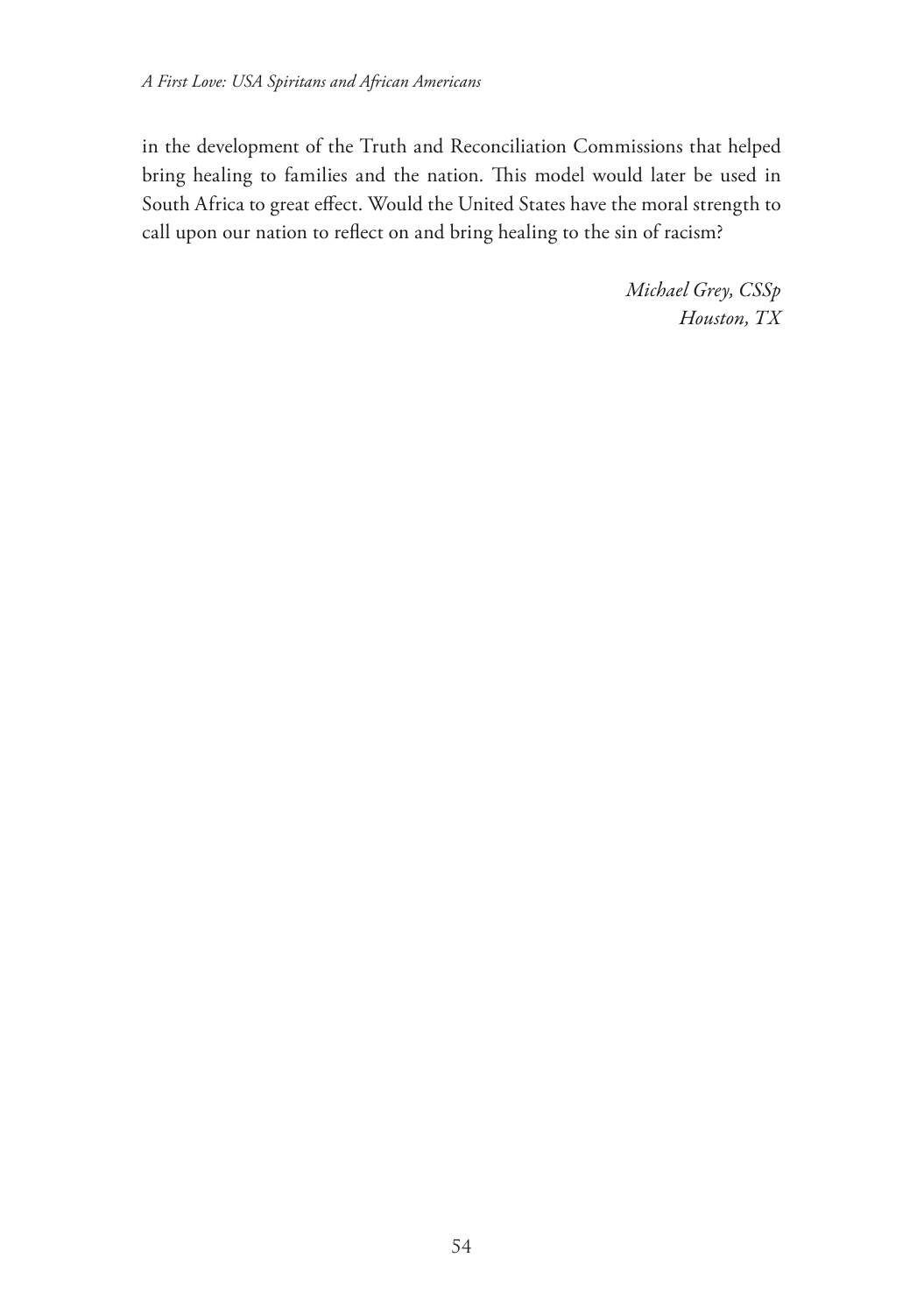in the development of the Truth and Reconciliation Commissions that helped bring healing to families and the nation. This model would later be used in South Africa to great effect. Would the United States have the moral strength to call upon our nation to reflect on and bring healing to the sin of racism?

*Michael Grey, CSSp*
*Houston, TX*